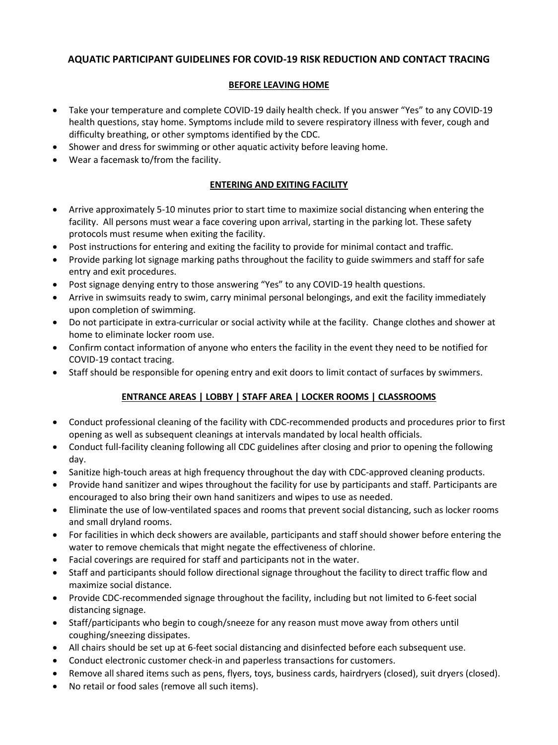# AQUATIC PARTICIPANT GUIDELINES FOR COVID-19 RISK REDUCTION AND CONTACT TRACING

## BEFORE LEAVING HOME

- Take your temperature and complete COVID-19 daily health check. If you answer "Yes" to any COVID-19 health questions, stay home. Symptoms include mild to severe respiratory illness with fever, cough and difficulty breathing, or other symptoms identified by the CDC.
- Shower and dress for swimming or other aquatic activity before leaving home.
- Wear a facemask to/from the facility.

## ENTERING AND EXITING FACILITY

- Arrive approximately 5-10 minutes prior to start time to maximize social distancing when entering the facility. All persons must wear a face covering upon arrival, starting in the parking lot. These safety protocols must resume when exiting the facility.
- Post instructions for entering and exiting the facility to provide for minimal contact and traffic.
- Provide parking lot signage marking paths throughout the facility to guide swimmers and staff for safe entry and exit procedures.
- Post signage denying entry to those answering "Yes" to any COVID-19 health questions.
- Arrive in swimsuits ready to swim, carry minimal personal belongings, and exit the facility immediately upon completion of swimming.
- Do not participate in extra-curricular or social activity while at the facility. Change clothes and shower at home to eliminate locker room use.
- Confirm contact information of anyone who enters the facility in the event they need to be notified for COVID-19 contact tracing.
- Staff should be responsible for opening entry and exit doors to limit contact of surfaces by swimmers.

## ENTRANCE AREAS | LOBBY | STAFF AREA | LOCKER ROOMS | CLASSROOMS

- Conduct professional cleaning of the facility with CDC-recommended products and procedures prior to first opening as well as subsequent cleanings at intervals mandated by local health officials.
- Conduct full-facility cleaning following all CDC guidelines after closing and prior to opening the following day.
- Sanitize high-touch areas at high frequency throughout the day with CDC-approved cleaning products.
- Provide hand sanitizer and wipes throughout the facility for use by participants and staff. Participants are encouraged to also bring their own hand sanitizers and wipes to use as needed.
- Eliminate the use of low-ventilated spaces and rooms that prevent social distancing, such as locker rooms and small dryland rooms.
- For facilities in which deck showers are available, participants and staff should shower before entering the water to remove chemicals that might negate the effectiveness of chlorine.
- Facial coverings are required for staff and participants not in the water.
- Staff and participants should follow directional signage throughout the facility to direct traffic flow and maximize social distance.
- Provide CDC-recommended signage throughout the facility, including but not limited to 6-feet social distancing signage.
- Staff/participants who begin to cough/sneeze for any reason must move away from others until coughing/sneezing dissipates.
- All chairs should be set up at 6-feet social distancing and disinfected before each subsequent use.
- Conduct electronic customer check-in and paperless transactions for customers.
- Remove all shared items such as pens, flyers, toys, business cards, hairdryers (closed), suit dryers (closed).
- No retail or food sales (remove all such items).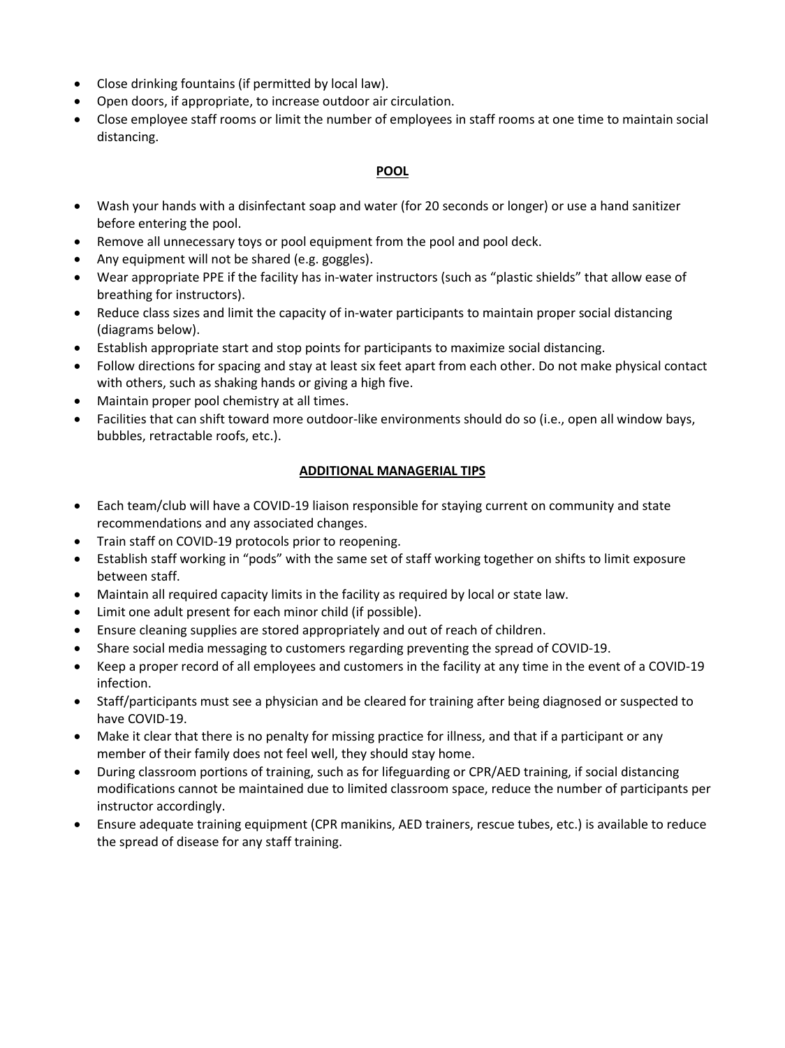- Close drinking fountains (if permitted by local law).
- Open doors, if appropriate, to increase outdoor air circulation.
- Close employee staff rooms or limit the number of employees in staff rooms at one time to maintain social distancing.

## POOL

- Wash your hands with a disinfectant soap and water (for 20 seconds or longer) or use a hand sanitizer before entering the pool.
- Remove all unnecessary toys or pool equipment from the pool and pool deck.
- Any equipment will not be shared (e.g. goggles).
- Wear appropriate PPE if the facility has in-water instructors (such as "plastic shields" that allow ease of breathing for instructors).
- Reduce class sizes and limit the capacity of in-water participants to maintain proper social distancing (diagrams below).
- Establish appropriate start and stop points for participants to maximize social distancing.
- Follow directions for spacing and stay at least six feet apart from each other. Do not make physical contact with others, such as shaking hands or giving a high five.
- Maintain proper pool chemistry at all times.
- Facilities that can shift toward more outdoor-like environments should do so (i.e., open all window bays, bubbles, retractable roofs, etc.).

## ADDITIONAL MANAGERIAL TIPS

- Each team/club will have a COVID-19 liaison responsible for staying current on community and state recommendations and any associated changes.
- Train staff on COVID-19 protocols prior to reopening.
- Establish staff working in "pods" with the same set of staff working together on shifts to limit exposure between staff.
- Maintain all required capacity limits in the facility as required by local or state law.
- Limit one adult present for each minor child (if possible).
- Ensure cleaning supplies are stored appropriately and out of reach of children.
- Share social media messaging to customers regarding preventing the spread of COVID-19.
- Keep a proper record of all employees and customers in the facility at any time in the event of a COVID-19 infection.
- Staff/participants must see a physician and be cleared for training after being diagnosed or suspected to have COVID-19.
- Make it clear that there is no penalty for missing practice for illness, and that if a participant or any member of their family does not feel well, they should stay home.
- During classroom portions of training, such as for lifeguarding or CPR/AED training, if social distancing modifications cannot be maintained due to limited classroom space, reduce the number of participants per instructor accordingly.
- Ensure adequate training equipment (CPR manikins, AED trainers, rescue tubes, etc.) is available to reduce the spread of disease for any staff training.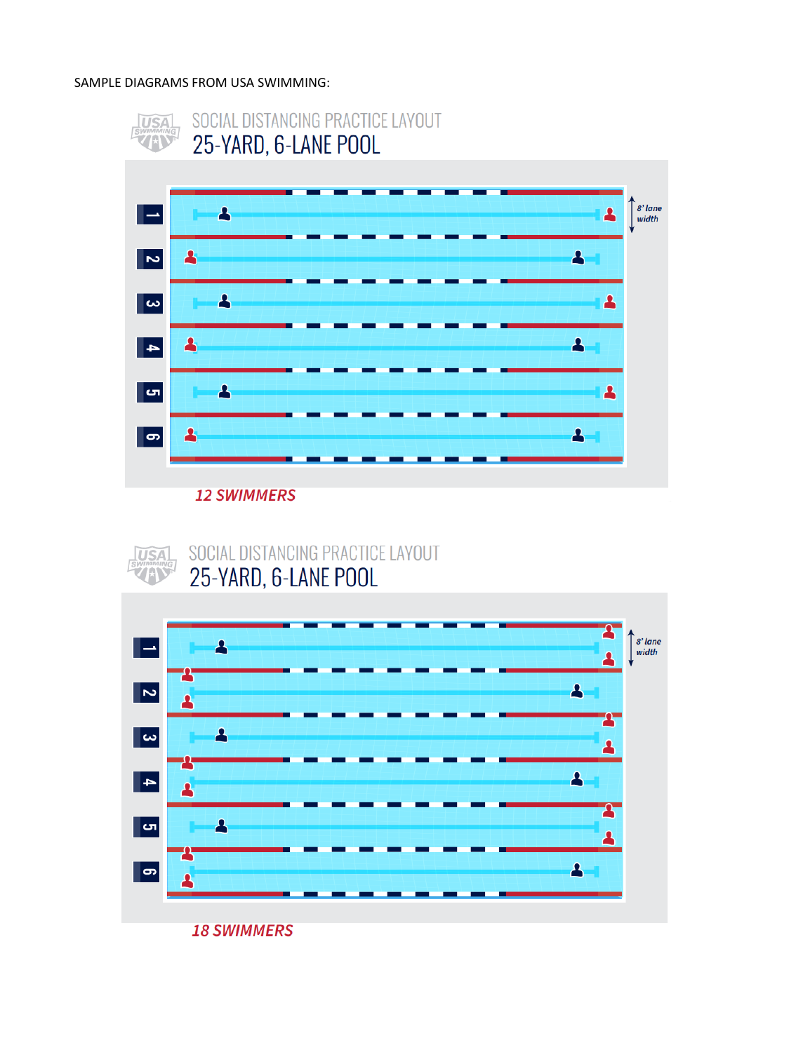SAMPLE DIAGRAMS FROM USA SWIMMING:

SOCIAL DISTANCING PRACTICE LAYOUT

25-YARD, 6-LANE POOL

1
2
3
4
5
6

8' lane width

*12 SWIMMERS*

SOCIAL DISTANCING PRACTICE LAYOUT

25-YARD, 6-LANE POOL

1
2
3
4
5
6

8' lane width

*18 SWIMMERS*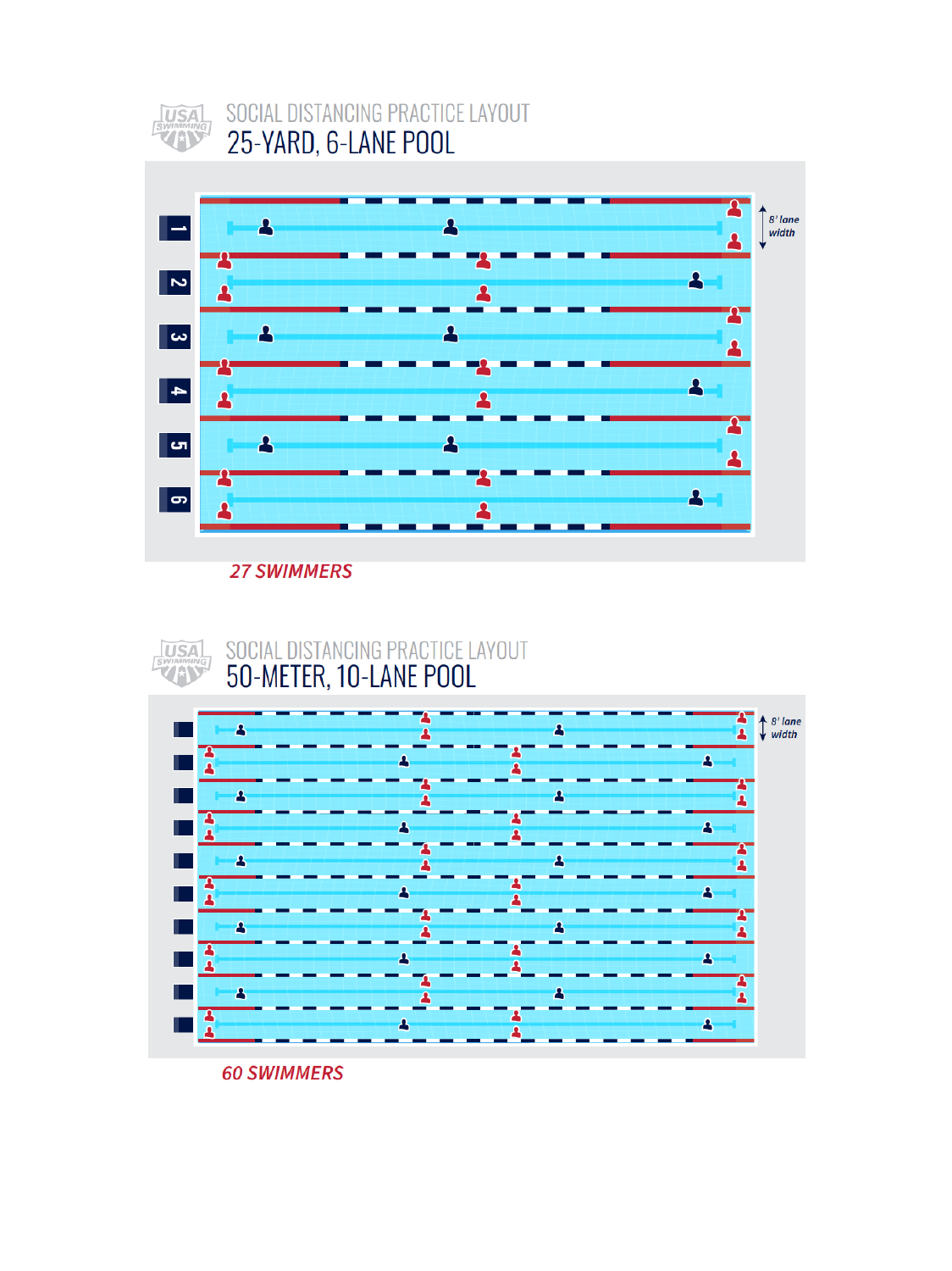USA SWIMMING

## SOCIAL DISTANCING PRACTICE LAYOUT
# 25-YARD, 6-LANE POOL

1 2 3 4 5 6

8' lane width

*27 SWIMMERS*

USA SWIMMING

## SOCIAL DISTANCING PRACTICE LAYOUT
# 50-METER, 10-LANE POOL

8' lane width

*60 SWIMMERS*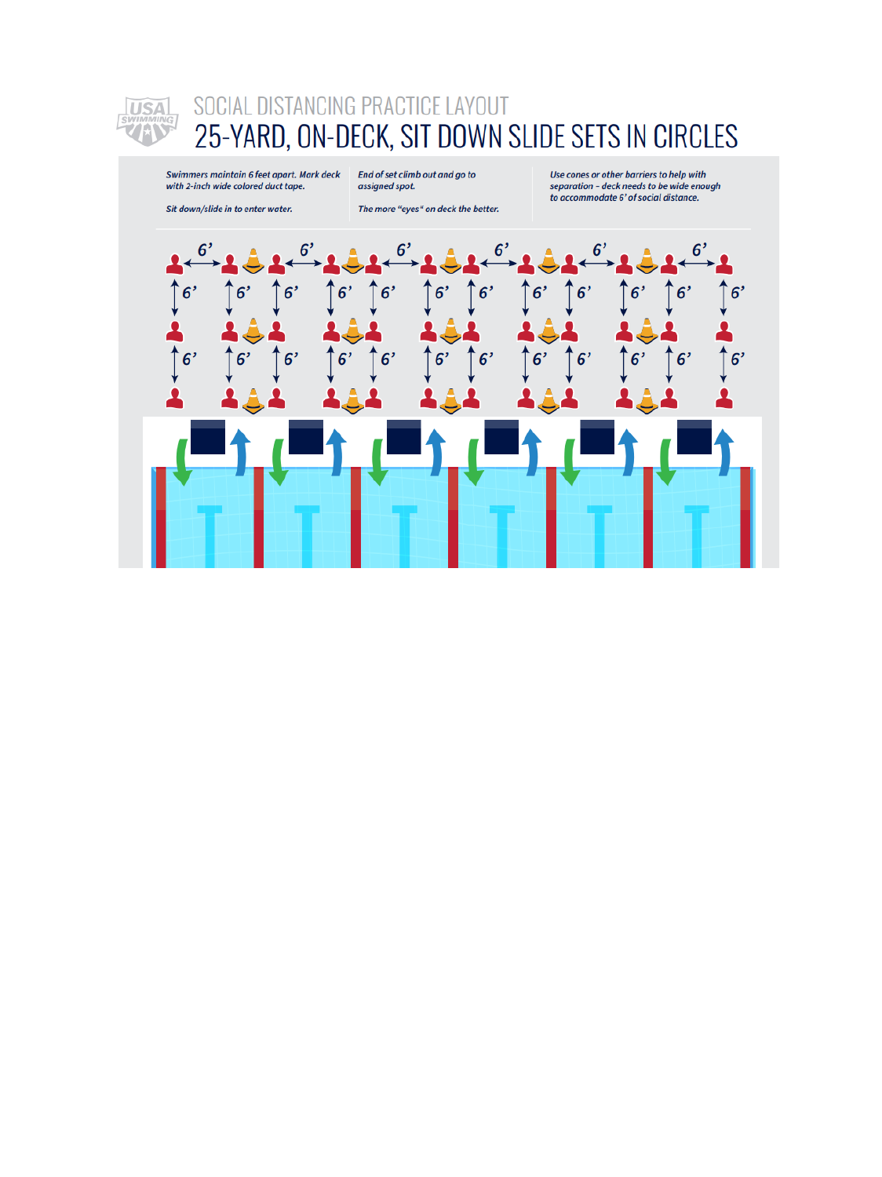# SOCIAL DISTANCING PRACTICE LAYOUT

## 25-YARD, ON-DECK, SIT DOWN SLIDE SETS IN CIRCLES

*Swimmers maintain 6 feet apart. Mark deck with 2-inch wide colored duct tape.*

*Sit down/slide in to enter water.*

*End of set climb out and go to assigned spot.*

*The more "eyes" on deck the better.*

*Use cones or other barriers to help with separation – deck needs to be wide enough to accommodate 6' of social distance.*

6'

6'